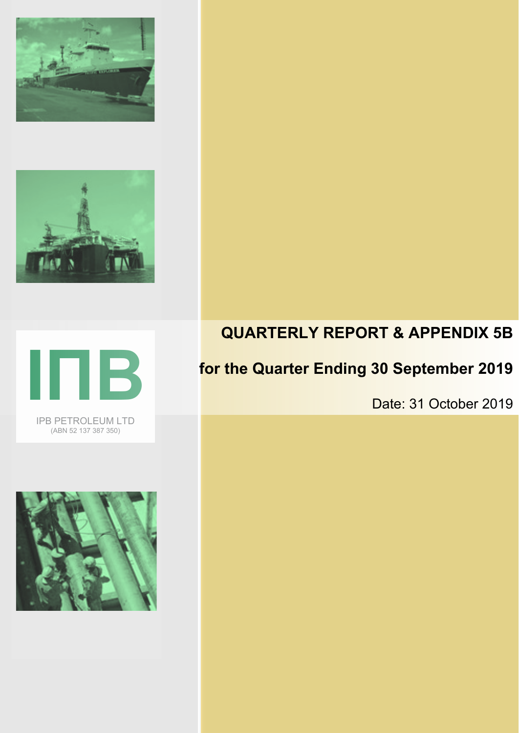IPB PETROLEUM LTD
(ABN 52 137 387 350)

# QUARTERLY REPORT & APPENDIX 5B

## for the Quarter Ending 30 September 2019

Date: 31 October 2019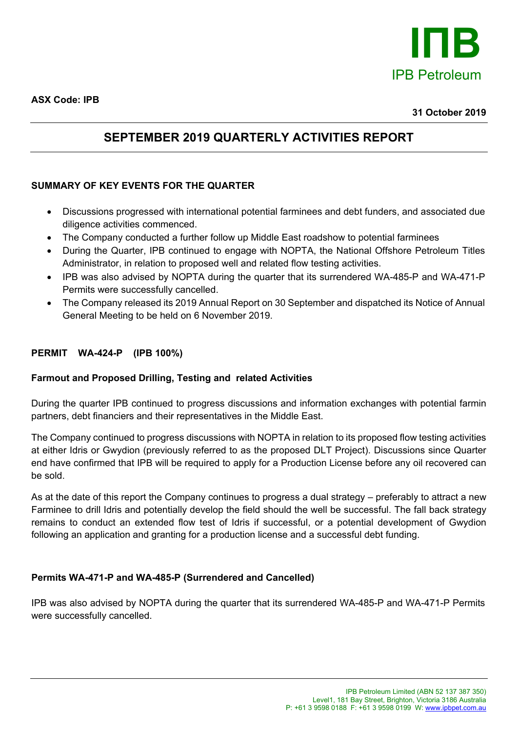**ASX Code: IPB**

**31 October 2019**

# SEPTEMBER 2019 QUARTERLY ACTIVITIES REPORT

## SUMMARY OF KEY EVENTS FOR THE QUARTER

- Discussions progressed with international potential farminees and debt funders, and associated due diligence activities commenced.
- The Company conducted a further follow up Middle East roadshow to potential farminees
- During the Quarter, IPB continued to engage with NOPTA, the National Offshore Petroleum Titles Administrator, in relation to proposed well and related flow testing activities.
- IPB was also advised by NOPTA during the quarter that its surrendered WA-485-P and WA-471-P Permits were successfully cancelled.
- The Company released its 2019 Annual Report on 30 September and dispatched its Notice of Annual General Meeting to be held on 6 November 2019.

## PERMIT WA-424-P (IPB 100%)

### Farmout and Proposed Drilling, Testing and related Activities

During the quarter IPB continued to progress discussions and information exchanges with potential farmin partners, debt financiers and their representatives in the Middle East.

The Company continued to progress discussions with NOPTA in relation to its proposed flow testing activities at either Idris or Gwydion (previously referred to as the proposed DLT Project). Discussions since Quarter end have confirmed that IPB will be required to apply for a Production License before any oil recovered can be sold.

As at the date of this report the Company continues to progress a dual strategy – preferably to attract a new Farminee to drill Idris and potentially develop the field should the well be successful. The fall back strategy remains to conduct an extended flow test of Idris if successful, or a potential development of Gwydion following an application and granting for a production license and a successful debt funding.

### Permits WA-471-P and WA-485-P (Surrendered and Cancelled)

IPB was also advised by NOPTA during the quarter that its surrendered WA-485-P and WA-471-P Permits were successfully cancelled.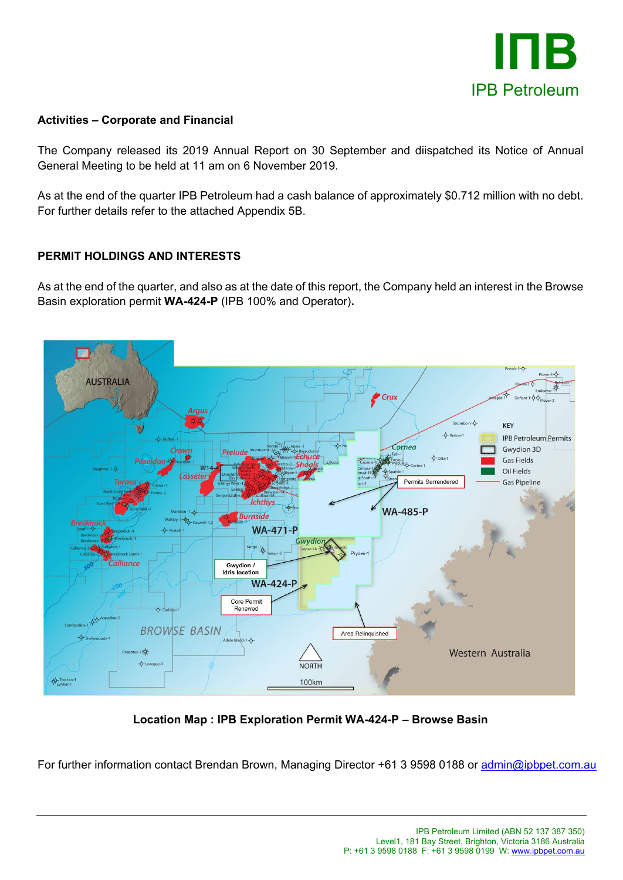## Activities – Corporate and Financial

The Company released its 2019 Annual Report on 30 September and diispatched its Notice of Annual General Meeting to be held at 11 am on 6 November 2019.

As at the end of the quarter IPB Petroleum had a cash balance of approximately $0.712 million with no debt. For further details refer to the attached Appendix 5B.

## PERMIT HOLDINGS AND INTERESTS

As at the end of the quarter, and also as at the date of this report, the Company held an interest in the Browse Basin exploration permit **WA-424-P** (IPB 100% and Operator)**.**

**Location Map : IPB Exploration Permit WA-424-P – Browse Basin**

For further information contact Brendan Brown, Managing Director +61 3 9598 0188 or admin@ipbpet.com.au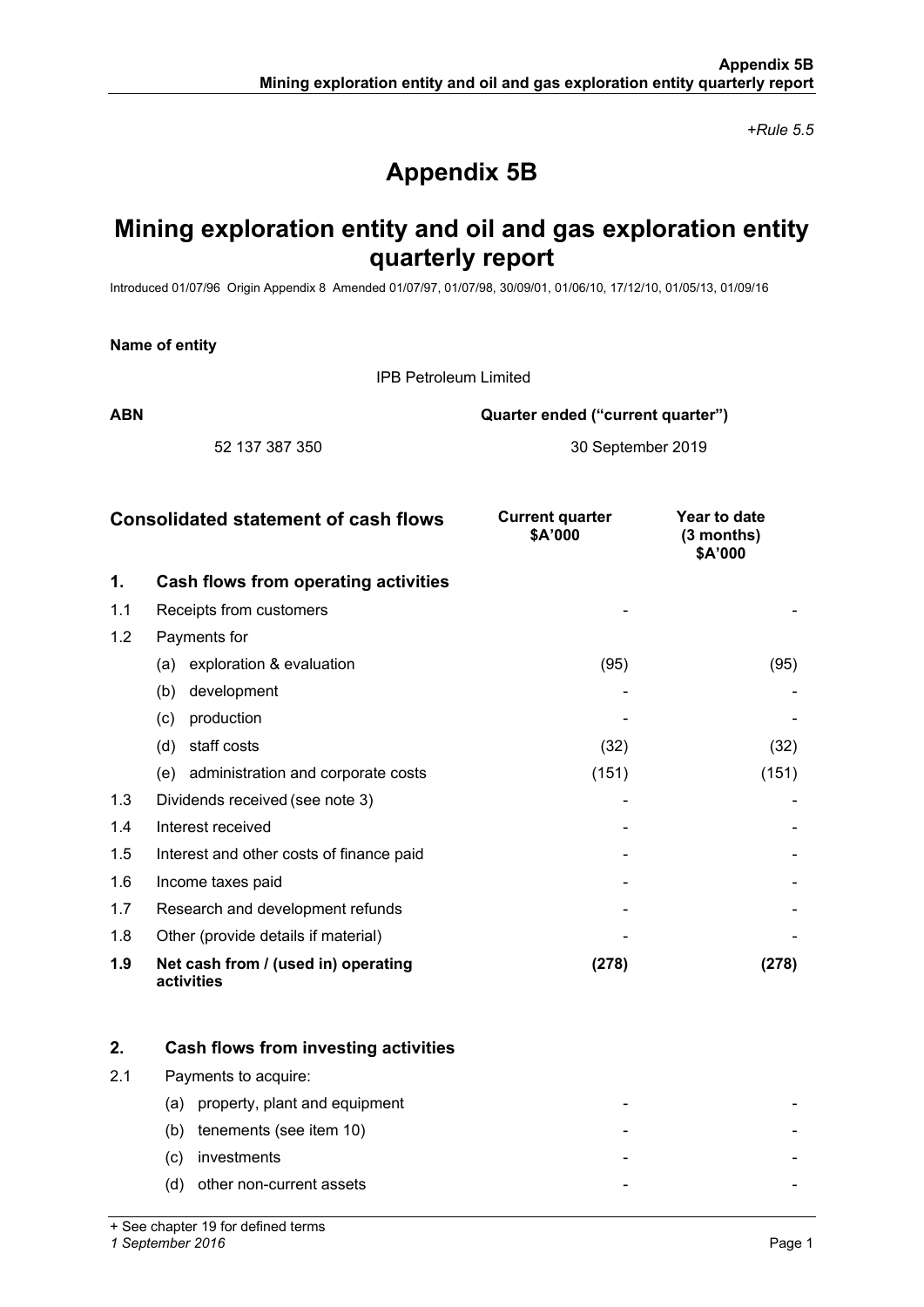*+Rule 5.5*

# Appendix 5B

# Mining exploration entity and oil and gas exploration entity quarterly report

Introduced 01/07/96 Origin Appendix 8 Amended 01/07/97, 01/07/98, 30/09/01, 01/06/10, 17/12/10, 01/05/13, 01/09/16

**Name of entity**

IPB Petroleum Limited

| **ABN** | **Quarter ended ("current quarter")** |
|---|---|
| 52 137 387 350 | 30 September 2019 |

| | **Consolidated statement of cash flows** | **Current quarter $A'000** | **Year to date (3 months) $A'000** |
|---|---|---|---|
| **1.** | **Cash flows from operating activities** | | |
| 1.1 | Receipts from customers | - | - |
| 1.2 | Payments for | | |
| | (a) exploration & evaluation | (95) | (95) |
| | (b) development | - | - |
| | (c) production | - | - |
| | (d) staff costs | (32) | (32) |
| | (e) administration and corporate costs | (151) | (151) |
| 1.3 | Dividends received (see note 3) | - | - |
| 1.4 | Interest received | - | - |
| 1.5 | Interest and other costs of finance paid | - | - |
| 1.6 | Income taxes paid | - | - |
| 1.7 | Research and development refunds | - | - |
| 1.8 | Other (provide details if material) | - | - |
| **1.9** | **Net cash from / (used in) operating activities** | **(278)** | **(278)** |
| | | | |
| **2.** | **Cash flows from investing activities** | | |
| 2.1 | Payments to acquire: | | |
| | (a) property, plant and equipment | - | - |
| | (b) tenements (see item 10) | - | - |
| | (c) investments | - | - |
| | (d) other non-current assets | - | - |

+ See chapter 19 for defined terms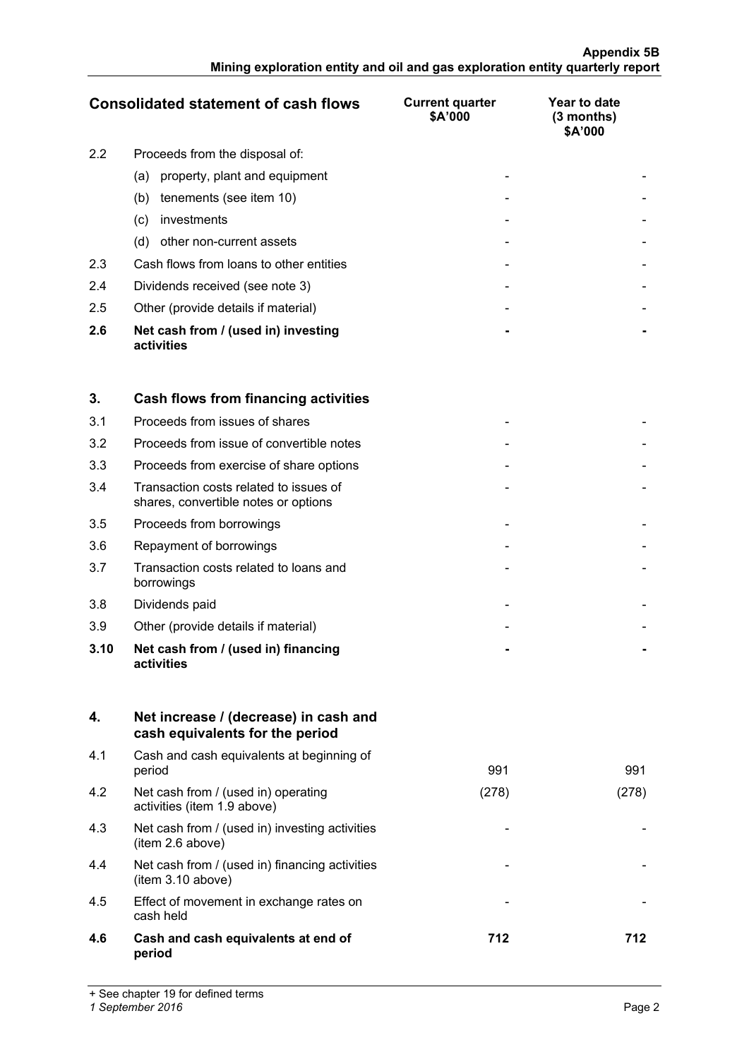| Consolidated statement of cash flows | | Current quarter $A'000 | Year to date (3 months) $A'000 |
|---|---|---|---|
| 2.2 | Proceeds from the disposal of: | | |
| | (a) property, plant and equipment | - | - |
| | (b) tenements (see item 10) | - | - |
| | (c) investments | - | - |
| | (d) other non-current assets | - | - |
| 2.3 | Cash flows from loans to other entities | - | - |
| 2.4 | Dividends received (see note 3) | - | - |
| 2.5 | Other (provide details if material) | - | - |
| **2.6** | **Net cash from / (used in) investing activities** | **-** | **-** |
| | | | |
| **3.** | **Cash flows from financing activities** | | |
| 3.1 | Proceeds from issues of shares | - | - |
| 3.2 | Proceeds from issue of convertible notes | - | - |
| 3.3 | Proceeds from exercise of share options | - | - |
| 3.4 | Transaction costs related to issues of shares, convertible notes or options | - | - |
| 3.5 | Proceeds from borrowings | - | - |
| 3.6 | Repayment of borrowings | - | - |
| 3.7 | Transaction costs related to loans and borrowings | - | - |
| 3.8 | Dividends paid | - | - |
| 3.9 | Other (provide details if material) | - | - |
| **3.10** | **Net cash from / (used in) financing activities** | **-** | **-** |
| | | | |
| **4.** | **Net increase / (decrease) in cash and cash equivalents for the period** | | |
| 4.1 | Cash and cash equivalents at beginning of period | 991 | 991 |
| 4.2 | Net cash from / (used in) operating activities (item 1.9 above) | (278) | (278) |
| 4.3 | Net cash from / (used in) investing activities (item 2.6 above) | - | - |
| 4.4 | Net cash from / (used in) financing activities (item 3.10 above) | - | - |
| 4.5 | Effect of movement in exchange rates on cash held | - | - |
| **4.6** | **Cash and cash equivalents at end of period** | **712** | **712** |

+ See chapter 19 for defined terms

*1 September 2016*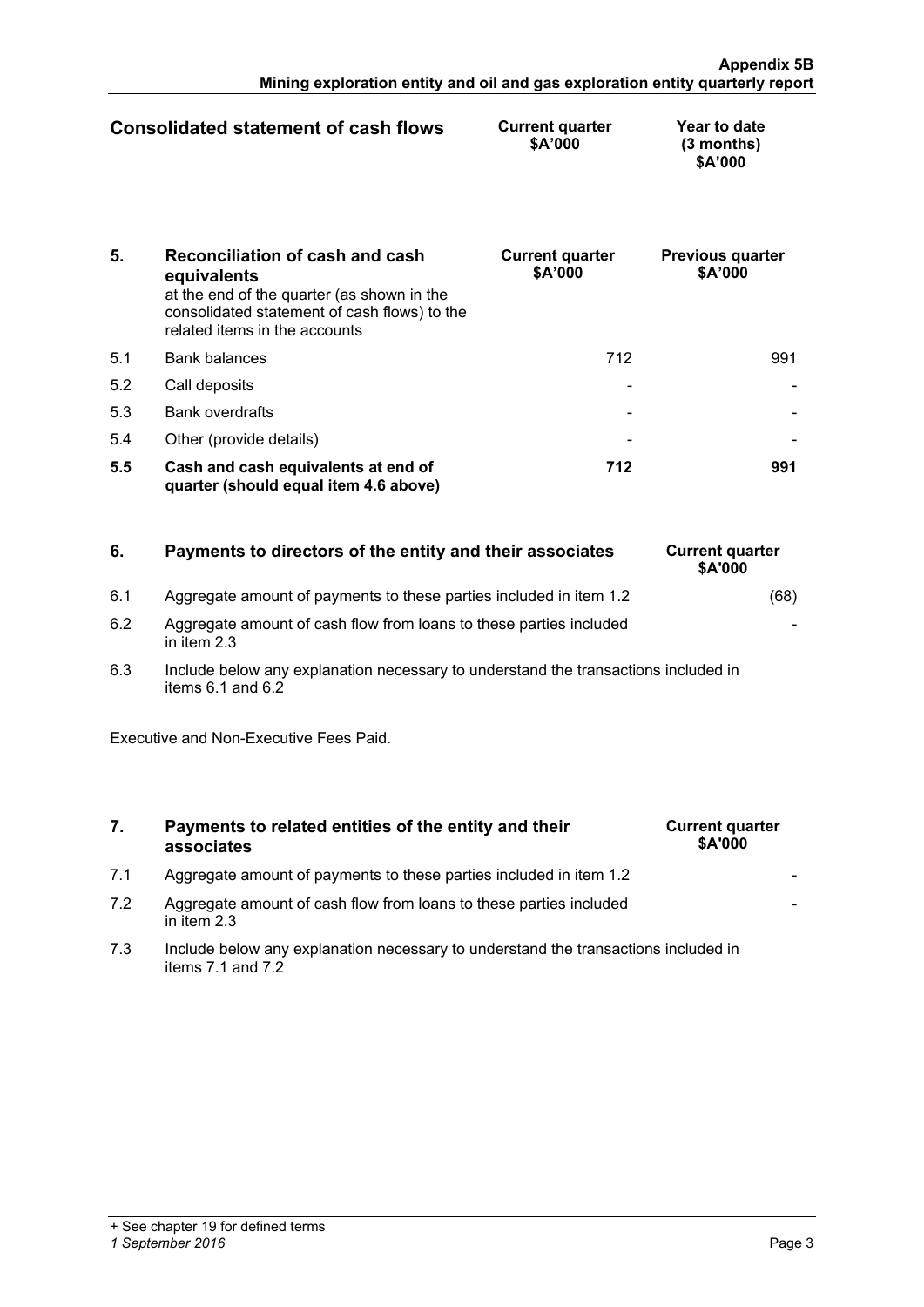| Consolidated statement of cash flows | Current quarter $A'000 | Year to date (3 months) $A'000 |
| --- | --- | --- |

| 5. | Reconciliation of cash and cash equivalents at the end of the quarter (as shown in the consolidated statement of cash flows) to the related items in the accounts | Current quarter $A'000 | Previous quarter $A'000 |
| --- | --- | --- | --- |
| 5.1 | Bank balances | 712 | 991 |
| 5.2 | Call deposits | - | - |
| 5.3 | Bank overdrafts | - | - |
| 5.4 | Other (provide details) | - | - |
| **5.5** | **Cash and cash equivalents at end of quarter (should equal item 4.6 above)** | **712** | **991** |

| 6. | Payments to directors of the entity and their associates | Current quarter $A'000 |
| --- | --- | --- |
| 6.1 | Aggregate amount of payments to these parties included in item 1.2 | (68) |
| 6.2 | Aggregate amount of cash flow from loans to these parties included in item 2.3 | - |
| 6.3 | Include below any explanation necessary to understand the transactions included in items 6.1 and 6.2 | |

Executive and Non-Executive Fees Paid.

| 7. | Payments to related entities of the entity and their associates | Current quarter $A'000 |
| --- | --- | --- |
| 7.1 | Aggregate amount of payments to these parties included in item 1.2 | - |
| 7.2 | Aggregate amount of cash flow from loans to these parties included in item 2.3 | - |
| 7.3 | Include below any explanation necessary to understand the transactions included in items 7.1 and 7.2 | |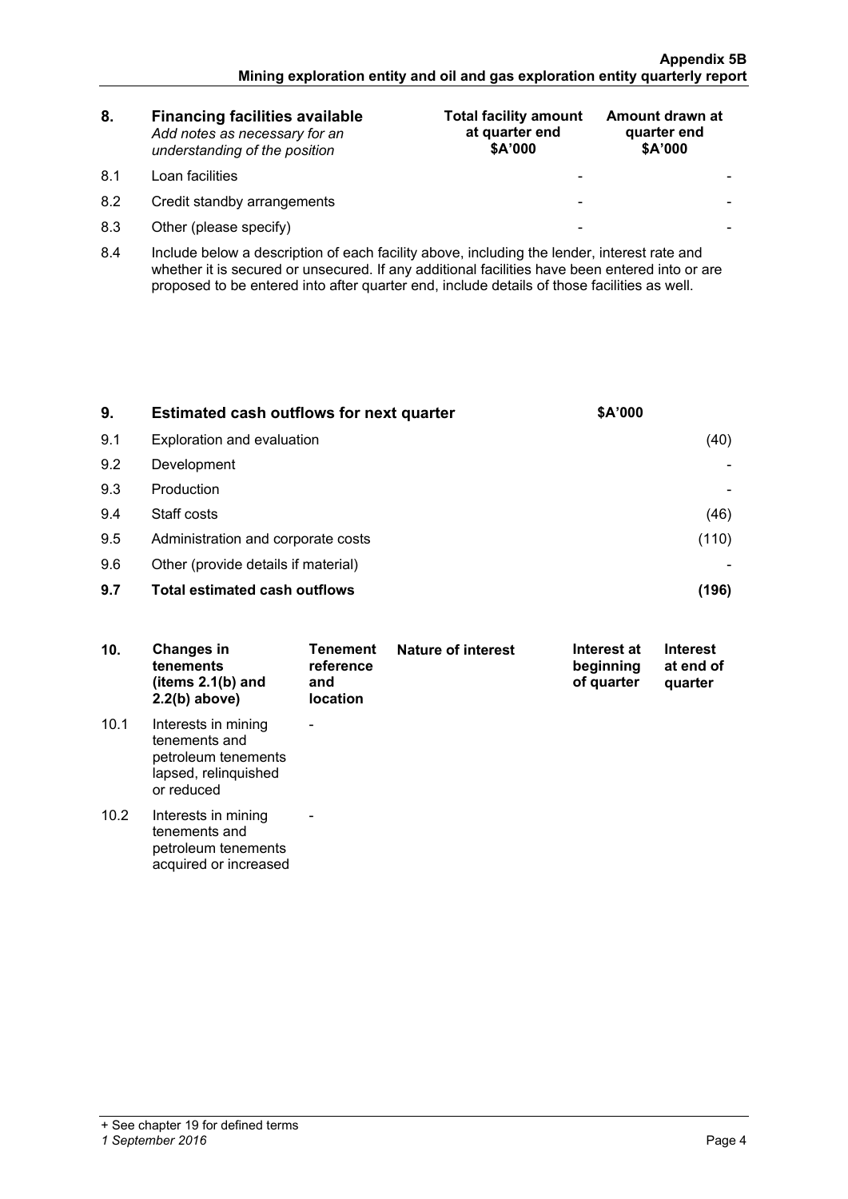| 8. | **Financing facilities available** *Add notes as necessary for an understanding of the position* | **Total facility amount at quarter end $A'000** | **Amount drawn at quarter end $A'000** |
|---|---|---|---|
| 8.1 | Loan facilities | - | - |
| 8.2 | Credit standby arrangements | - | - |
| 8.3 | Other (please specify) | - | - |

| 8.4 | Include below a description of each facility above, including the lender, interest rate and whether it is secured or unsecured. If any additional facilities have been entered into or are proposed to be entered into after quarter end, include details of those facilities as well. |
|---|---|
| | |

| 9. | **Estimated cash outflows for next quarter** | **$A'000** |
|---|---|---|
| 9.1 | Exploration and evaluation | (40) |
| 9.2 | Development | - |
| 9.3 | Production | - |
| 9.4 | Staff costs | (46) |
| 9.5 | Administration and corporate costs | (110) |
| 9.6 | Other (provide details if material) | - |
| **9.7** | **Total estimated cash outflows** | **(196)** |

| 10. | **Changes in tenements (items 2.1(b) and 2.2(b) above)** | **Tenement reference and location** | **Nature of interest** | **Interest at beginning of quarter** | **Interest at end of quarter** |
|---|---|---|---|---|---|
| 10.1 | Interests in mining tenements and petroleum tenements lapsed, relinquished or reduced | - | | | |
| 10.2 | Interests in mining tenements and petroleum tenements acquired or increased | - | | | |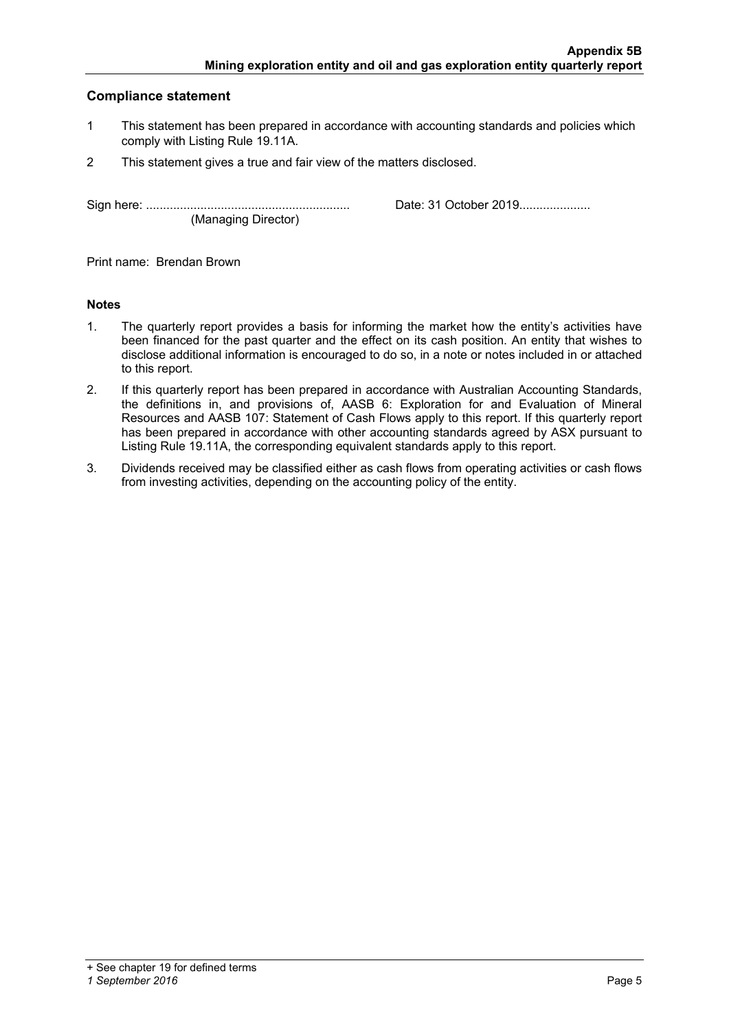## Compliance statement

1 This statement has been prepared in accordance with accounting standards and policies which comply with Listing Rule 19.11A.

2 This statement gives a true and fair view of the matters disclosed.

Sign here: ............................................................ Date: 31 October 2019.....................
(Managing Director)

Print name: Brendan Brown

**Notes**

1. The quarterly report provides a basis for informing the market how the entity's activities have been financed for the past quarter and the effect on its cash position. An entity that wishes to disclose additional information is encouraged to do so, in a note or notes included in or attached to this report.
2. If this quarterly report has been prepared in accordance with Australian Accounting Standards, the definitions in, and provisions of, AASB 6: Exploration for and Evaluation of Mineral Resources and AASB 107: Statement of Cash Flows apply to this report. If this quarterly report has been prepared in accordance with other accounting standards agreed by ASX pursuant to Listing Rule 19.11A, the corresponding equivalent standards apply to this report.
3. Dividends received may be classified either as cash flows from operating activities or cash flows from investing activities, depending on the accounting policy of the entity.